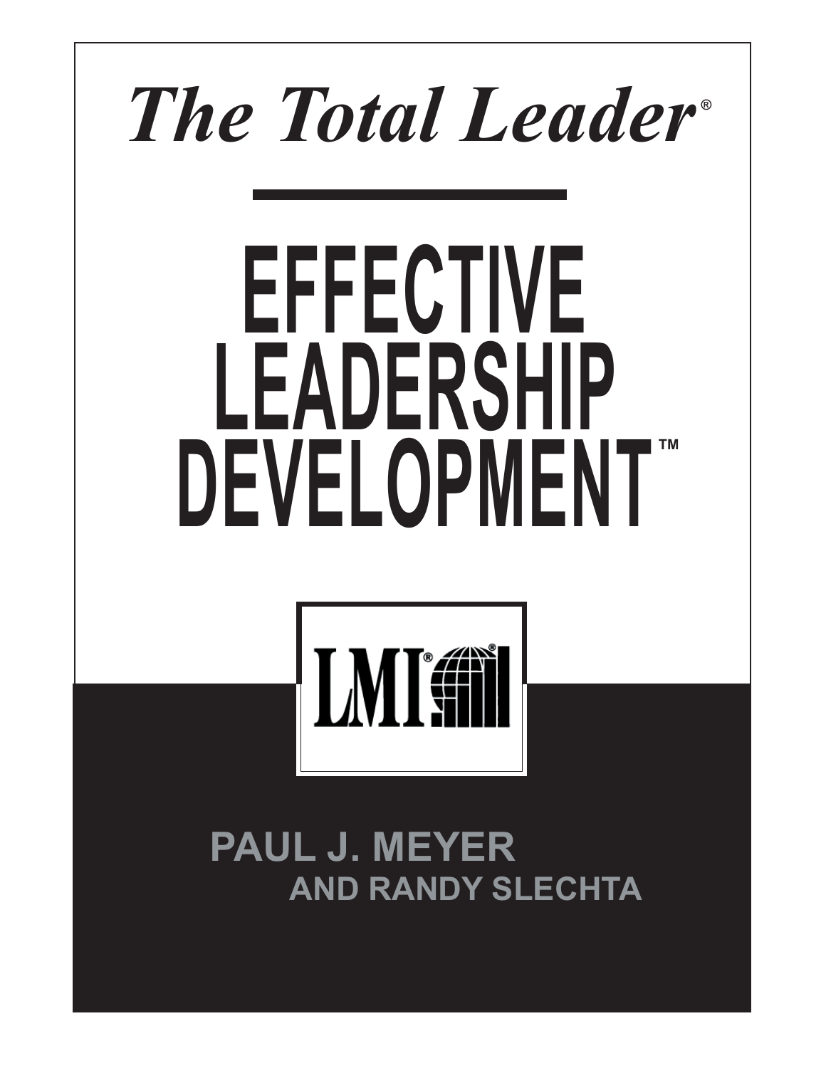# *The Total Leader*®

# EFFECTIVE LEADERSHIP DEVELOPMENT™

LMI®

**PAUL J. MEYER**
**AND RANDY SLECHTA**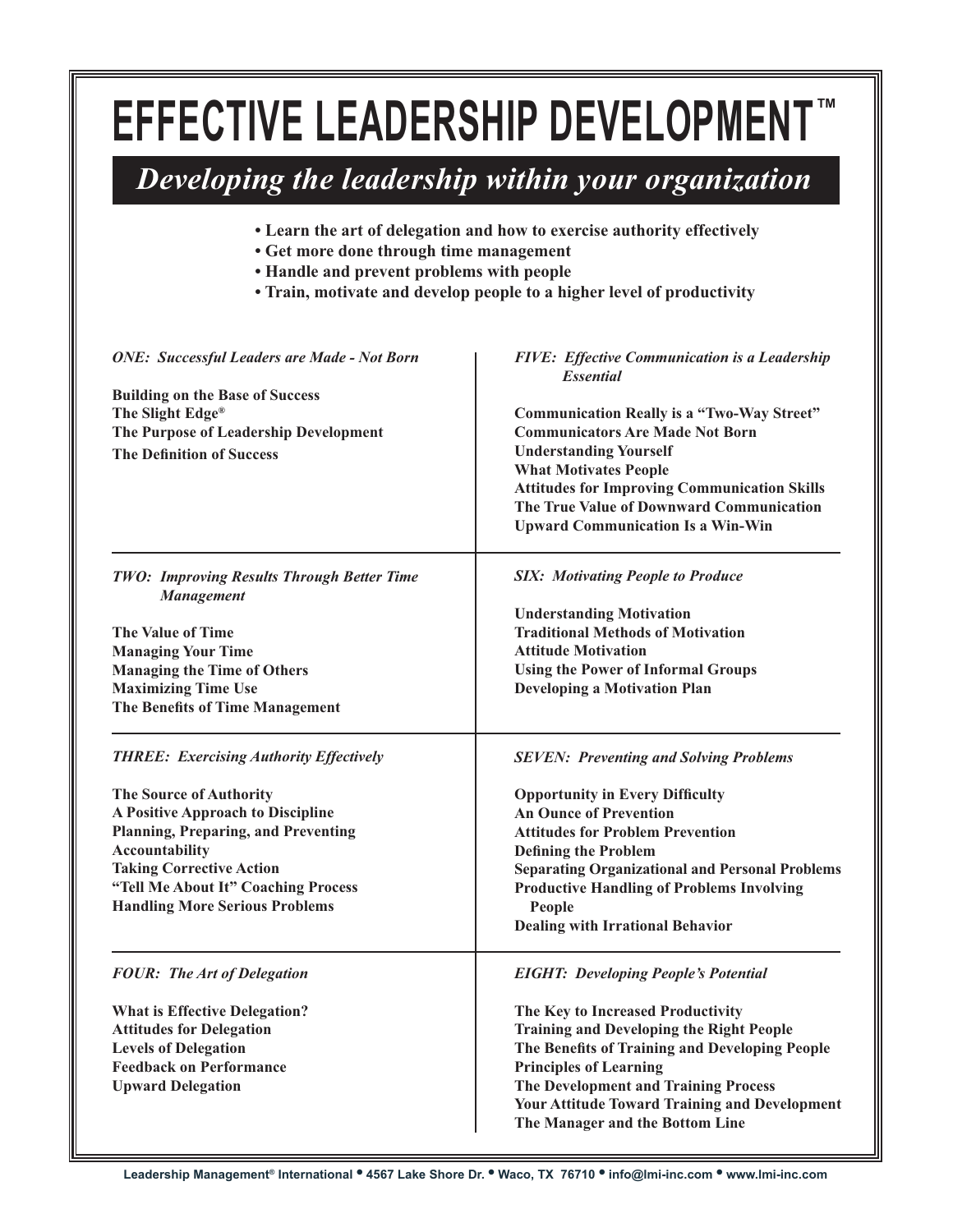# EFFECTIVE LEADERSHIP DEVELOPMENT™

## *Developing the leadership within your organization*

- **Learn the art of delegation and how to exercise authority effectively**
- **Get more done through time management**
- **Handle and prevent problems with people**
- **Train, motivate and develop people to a higher level of productivity**

### *ONE: Successful Leaders are Made - Not Born*

**Building on the Base of Success**
**The Slight Edge®**
**The Purpose of Leadership Development**
**The Definition of Success**

### *TWO: Improving Results Through Better Time Management*

**The Value of Time**
**Managing Your Time**
**Managing the Time of Others**
**Maximizing Time Use**
**The Benefits of Time Management**

### *THREE: Exercising Authority Effectively*

**The Source of Authority**
**A Positive Approach to Discipline**
**Planning, Preparing, and Preventing**
**Accountability**
**Taking Corrective Action**
**"Tell Me About It" Coaching Process**
**Handling More Serious Problems**

### *FOUR: The Art of Delegation*

**What is Effective Delegation?**
**Attitudes for Delegation**
**Levels of Delegation**
**Feedback on Performance**
**Upward Delegation**

### *FIVE: Effective Communication is a Leadership Essential*

**Communication Really is a "Two-Way Street"**
**Communicators Are Made Not Born**
**Understanding Yourself**
**What Motivates People**
**Attitudes for Improving Communication Skills**
**The True Value of Downward Communication**
**Upward Communication Is a Win-Win**

### *SIX: Motivating People to Produce*

**Understanding Motivation**
**Traditional Methods of Motivation**
**Attitude Motivation**
**Using the Power of Informal Groups**
**Developing a Motivation Plan**

### *SEVEN: Preventing and Solving Problems*

**Opportunity in Every Difficulty**
**An Ounce of Prevention**
**Attitudes for Problem Prevention**
**Defining the Problem**
**Separating Organizational and Personal Problems**
**Productive Handling of Problems Involving People**
**Dealing with Irrational Behavior**

### *EIGHT: Developing People's Potential*

**The Key to Increased Productivity**
**Training and Developing the Right People**
**The Benefits of Training and Developing People**
**Principles of Learning**
**The Development and Training Process**
**Your Attitude Toward Training and Development**
**The Manager and the Bottom Line**

**Leadership Management® International • 4567 Lake Shore Dr. • Waco, TX 76710 • info@lmi-inc.com • www.lmi-inc.com**